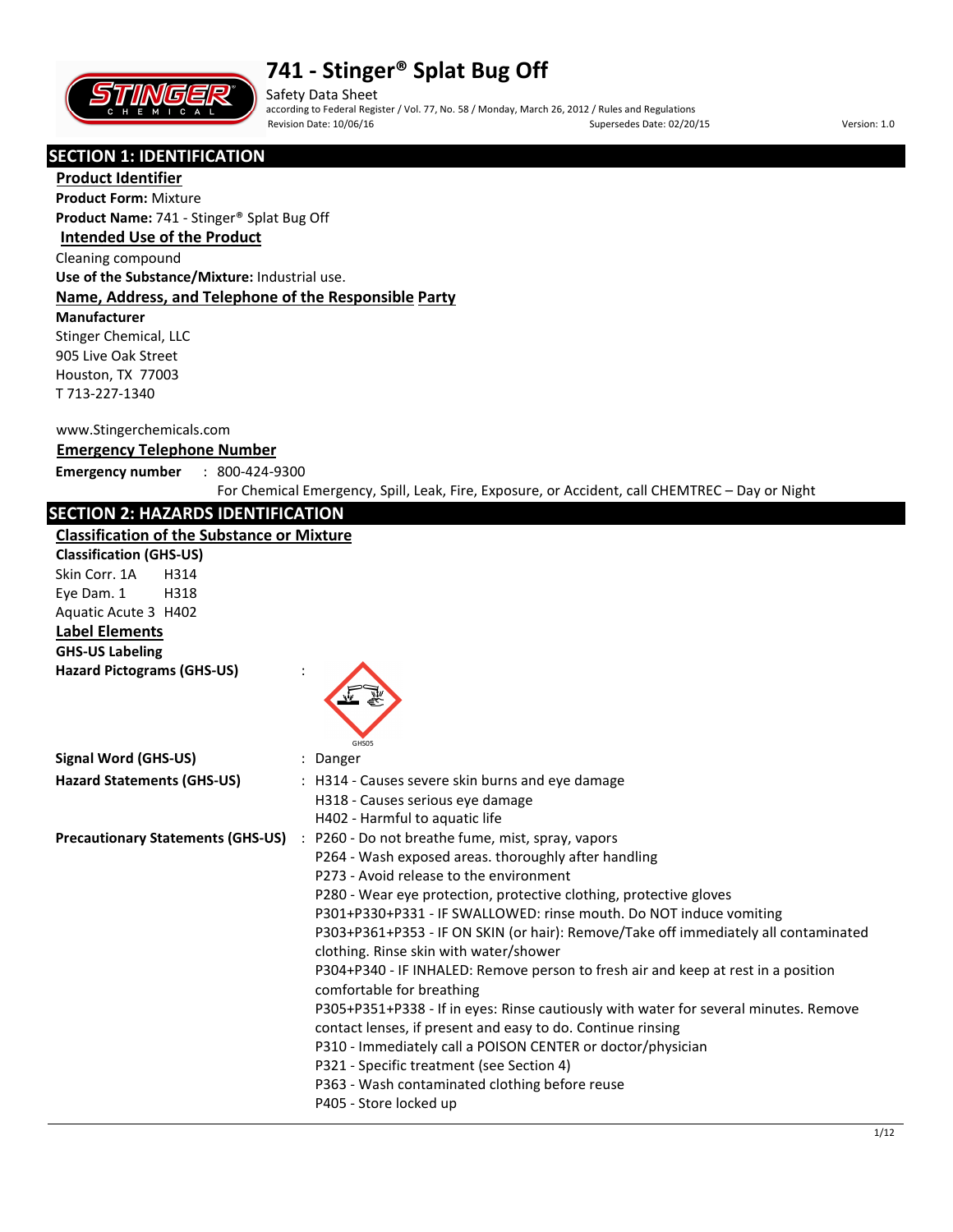# 741 - Stinger® Splat Bug Off

Safety Data Sheet
according to Federal Register / Vol. 77, No. 58 / Monday, March 26, 2012 / Rules and Regulations
Revision Date: 10/06/16 Supersedes Date: 02/20/15 Version: 1.0

## SECTION 1: IDENTIFICATION

### Product Identifier

**Product Form:** Mixture
**Product Name:** 741 - Stinger® Splat Bug Off

### Intended Use of the Product

Cleaning compound
**Use of the Substance/Mixture:** Industrial use.

### Name, Address, and Telephone of the Responsible Party

**Manufacturer**
Stinger Chemical, LLC
905 Live Oak Street
Houston, TX 77003
T 713-227-1340

www.Stingerchemicals.com

### Emergency Telephone Number

**Emergency number** : 800-424-9300
For Chemical Emergency, Spill, Leak, Fire, Exposure, or Accident, call CHEMTREC – Day or Night

## SECTION 2: HAZARDS IDENTIFICATION

### Classification of the Substance or Mixture

**Classification (GHS-US)**
Skin Corr. 1A H314
Eye Dam. 1 H318
Aquatic Acute 3 H402

### Label Elements

**GHS-US Labeling**

**Hazard Pictograms (GHS-US)** :

GHS05

**Signal Word (GHS-US)** : Danger

**Hazard Statements (GHS-US)** :
- H314 - Causes severe skin burns and eye damage
- H318 - Causes serious eye damage
- H402 - Harmful to aquatic life

**Precautionary Statements (GHS-US)** :
- P260 - Do not breathe fume, mist, spray, vapors
- P264 - Wash exposed areas. thoroughly after handling
- P273 - Avoid release to the environment
- P280 - Wear eye protection, protective clothing, protective gloves
- P301+P330+P331 - IF SWALLOWED: rinse mouth. Do NOT induce vomiting
- P303+P361+P353 - IF ON SKIN (or hair): Remove/Take off immediately all contaminated clothing. Rinse skin with water/shower
- P304+P340 - IF INHALED: Remove person to fresh air and keep at rest in a position comfortable for breathing
- P305+P351+P338 - If in eyes: Rinse cautiously with water for several minutes. Remove contact lenses, if present and easy to do. Continue rinsing
- P310 - Immediately call a POISON CENTER or doctor/physician
- P321 - Specific treatment (see Section 4)
- P363 - Wash contaminated clothing before reuse
- P405 - Store locked up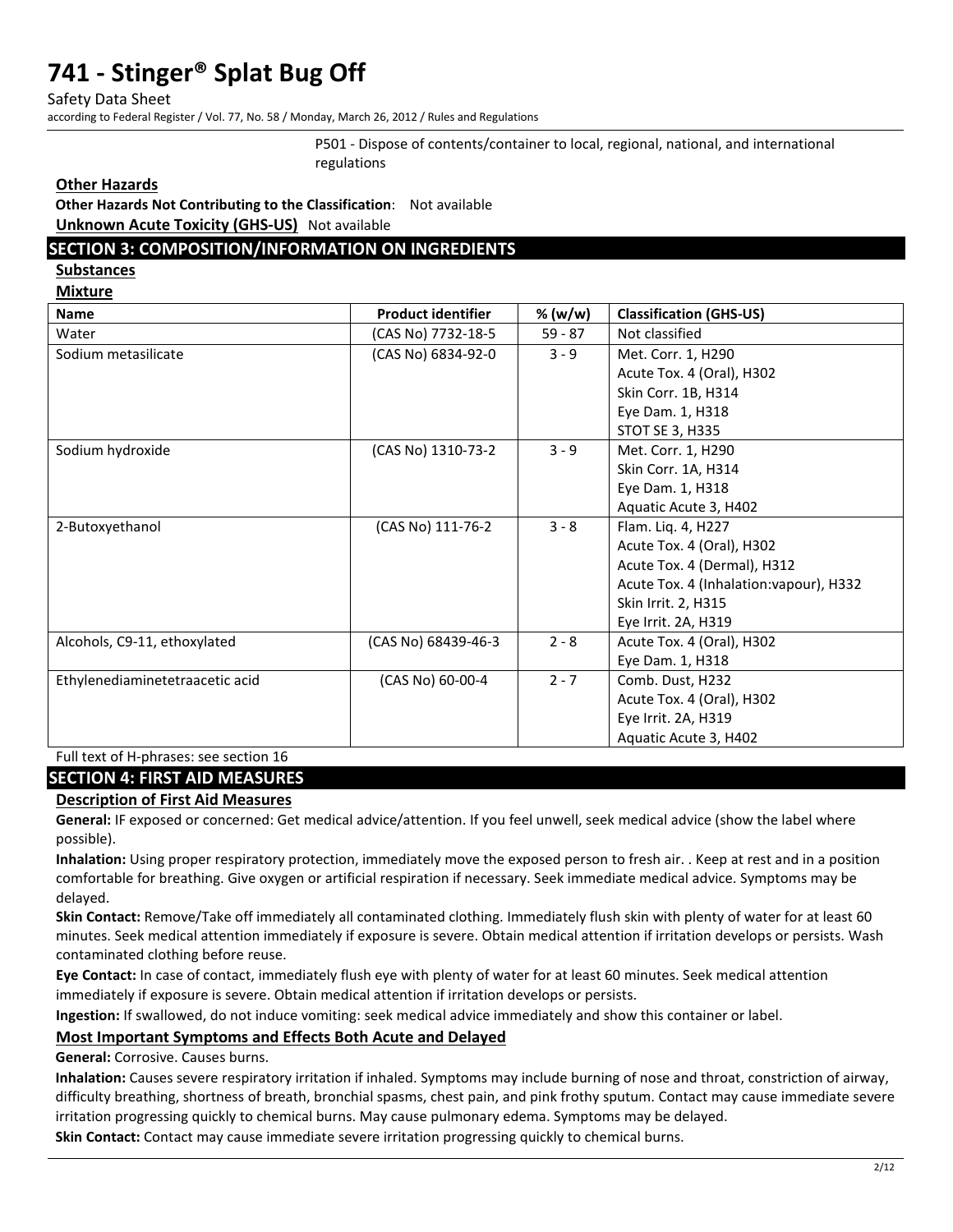P501 - Dispose of contents/container to local, regional, national, and international regulations

**Other Hazards**

**Other Hazards Not Contributing to the Classification**: Not available

**Unknown Acute Toxicity (GHS-US)** Not available

## SECTION 3: COMPOSITION/INFORMATION ON INGREDIENTS

**Substances**

**Mixture**

| Name | Product identifier | % (w/w) | Classification (GHS-US) |
|---|---|---|---|
| Water | (CAS No) 7732-18-5 | 59 - 87 | Not classified |
| Sodium metasilicate | (CAS No) 6834-92-0 | 3 - 9 | Met. Corr. 1, H290<br>Acute Tox. 4 (Oral), H302<br>Skin Corr. 1B, H314<br>Eye Dam. 1, H318<br>STOT SE 3, H335 |
| Sodium hydroxide | (CAS No) 1310-73-2 | 3 - 9 | Met. Corr. 1, H290<br>Skin Corr. 1A, H314<br>Eye Dam. 1, H318<br>Aquatic Acute 3, H402 |
| 2-Butoxyethanol | (CAS No) 111-76-2 | 3 - 8 | Flam. Liq. 4, H227<br>Acute Tox. 4 (Oral), H302<br>Acute Tox. 4 (Dermal), H312<br>Acute Tox. 4 (Inhalation:vapour), H332<br>Skin Irrit. 2, H315<br>Eye Irrit. 2A, H319 |
| Alcohols, C9-11, ethoxylated | (CAS No) 68439-46-3 | 2 - 8 | Acute Tox. 4 (Oral), H302<br>Eye Dam. 1, H318 |
| Ethylenediaminetetraacetic acid | (CAS No) 60-00-4 | 2 - 7 | Comb. Dust, H232<br>Acute Tox. 4 (Oral), H302<br>Eye Irrit. 2A, H319<br>Aquatic Acute 3, H402 |

Full text of H-phrases: see section 16

## SECTION 4: FIRST AID MEASURES

**Description of First Aid Measures**

**General:** IF exposed or concerned: Get medical advice/attention. If you feel unwell, seek medical advice (show the label where possible).

**Inhalation:** Using proper respiratory protection, immediately move the exposed person to fresh air. . Keep at rest and in a position comfortable for breathing. Give oxygen or artificial respiration if necessary. Seek immediate medical advice. Symptoms may be delayed.

**Skin Contact:** Remove/Take off immediately all contaminated clothing. Immediately flush skin with plenty of water for at least 60 minutes. Seek medical attention immediately if exposure is severe. Obtain medical attention if irritation develops or persists. Wash contaminated clothing before reuse.

**Eye Contact:** In case of contact, immediately flush eye with plenty of water for at least 60 minutes. Seek medical attention immediately if exposure is severe. Obtain medical attention if irritation develops or persists.

**Ingestion:** If swallowed, do not induce vomiting: seek medical advice immediately and show this container or label.

**Most Important Symptoms and Effects Both Acute and Delayed**

**General:** Corrosive. Causes burns.

**Inhalation:** Causes severe respiratory irritation if inhaled. Symptoms may include burning of nose and throat, constriction of airway, difficulty breathing, shortness of breath, bronchial spasms, chest pain, and pink frothy sputum. Contact may cause immediate severe irritation progressing quickly to chemical burns. May cause pulmonary edema. Symptoms may be delayed.

**Skin Contact:** Contact may cause immediate severe irritation progressing quickly to chemical burns.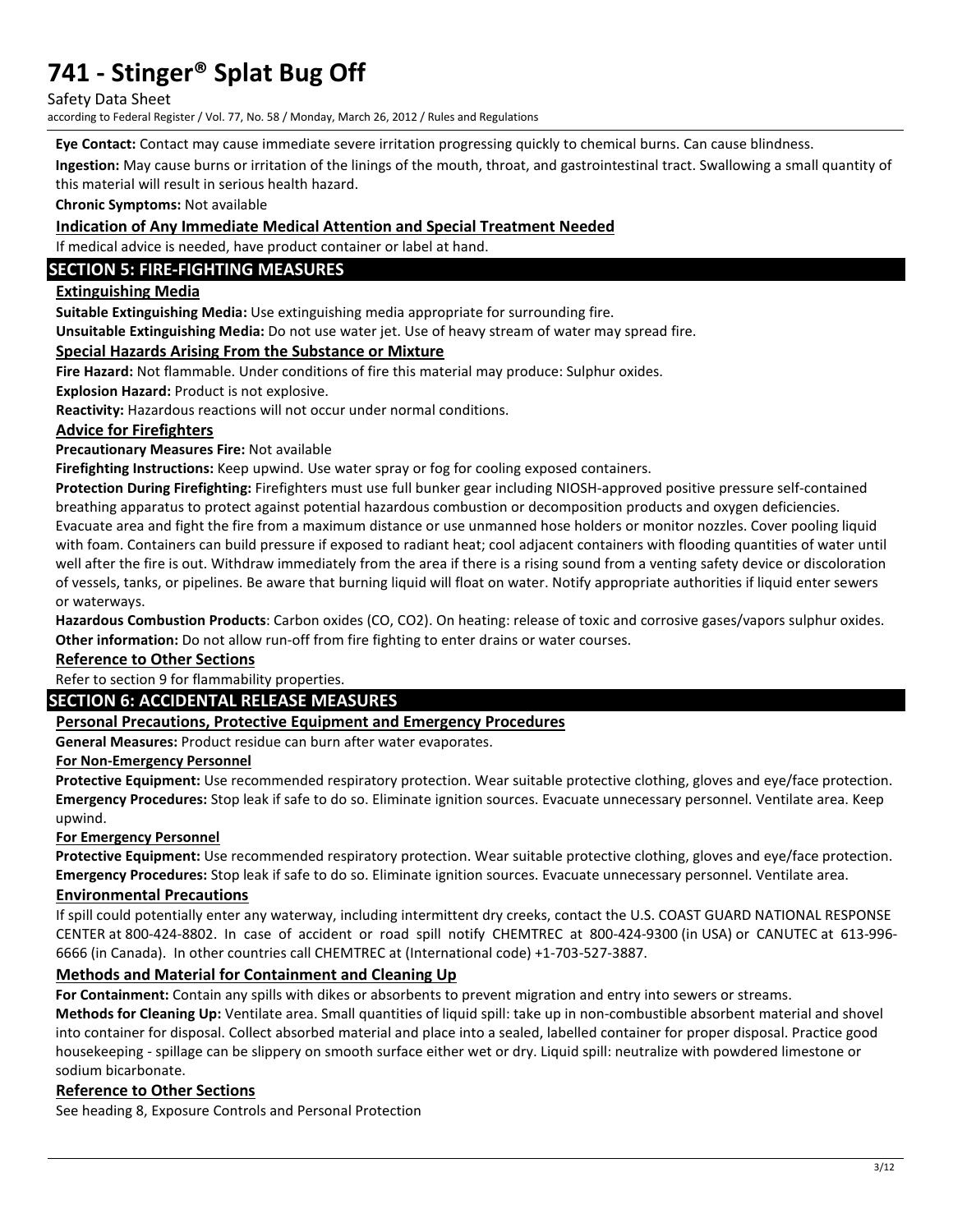**Eye Contact:** Contact may cause immediate severe irritation progressing quickly to chemical burns. Can cause blindness.

**Ingestion:** May cause burns or irritation of the linings of the mouth, throat, and gastrointestinal tract. Swallowing a small quantity of this material will result in serious health hazard.

**Chronic Symptoms:** Not available

### Indication of Any Immediate Medical Attention and Special Treatment Needed

If medical advice is needed, have product container or label at hand.

## SECTION 5: FIRE-FIGHTING MEASURES

### Extinguishing Media

**Suitable Extinguishing Media:** Use extinguishing media appropriate for surrounding fire.

**Unsuitable Extinguishing Media:** Do not use water jet. Use of heavy stream of water may spread fire.

### Special Hazards Arising From the Substance or Mixture

**Fire Hazard:** Not flammable. Under conditions of fire this material may produce: Sulphur oxides.

**Explosion Hazard:** Product is not explosive.

**Reactivity:** Hazardous reactions will not occur under normal conditions.

### Advice for Firefighters

**Precautionary Measures Fire:** Not available

**Firefighting Instructions:** Keep upwind. Use water spray or fog for cooling exposed containers.

**Protection During Firefighting:** Firefighters must use full bunker gear including NIOSH-approved positive pressure self-contained breathing apparatus to protect against potential hazardous combustion or decomposition products and oxygen deficiencies. Evacuate area and fight the fire from a maximum distance or use unmanned hose holders or monitor nozzles. Cover pooling liquid with foam. Containers can build pressure if exposed to radiant heat; cool adjacent containers with flooding quantities of water until well after the fire is out. Withdraw immediately from the area if there is a rising sound from a venting safety device or discoloration of vessels, tanks, or pipelines. Be aware that burning liquid will float on water. Notify appropriate authorities if liquid enter sewers or waterways.

**Hazardous Combustion Products**: Carbon oxides ($CO$, $CO_2$). On heating: release of toxic and corrosive gases/vapors sulphur oxides.

**Other information:** Do not allow run-off from fire fighting to enter drains or water courses.

### Reference to Other Sections

Refer to section 9 for flammability properties.

## SECTION 6: ACCIDENTAL RELEASE MEASURES

### Personal Precautions, Protective Equipment and Emergency Procedures

**General Measures:** Product residue can burn after water evaporates.

#### For Non-Emergency Personnel

**Protective Equipment:** Use recommended respiratory protection. Wear suitable protective clothing, gloves and eye/face protection.

**Emergency Procedures:** Stop leak if safe to do so. Eliminate ignition sources. Evacuate unnecessary personnel. Ventilate area. Keep upwind.

#### For Emergency Personnel

**Protective Equipment:** Use recommended respiratory protection. Wear suitable protective clothing, gloves and eye/face protection.

**Emergency Procedures:** Stop leak if safe to do so. Eliminate ignition sources. Evacuate unnecessary personnel. Ventilate area.

### Environmental Precautions

If spill could potentially enter any waterway, including intermittent dry creeks, contact the U.S. COAST GUARD NATIONAL RESPONSE CENTER at 800-424-8802. In case of accident or road spill notify CHEMTREC at 800-424-9300 (in USA) or CANUTEC at 613-996-6666 (in Canada). In other countries call CHEMTREC at (International code) +1-703-527-3887.

### Methods and Material for Containment and Cleaning Up

**For Containment:** Contain any spills with dikes or absorbents to prevent migration and entry into sewers or streams.

**Methods for Cleaning Up:** Ventilate area. Small quantities of liquid spill: take up in non-combustible absorbent material and shovel into container for disposal. Collect absorbed material and place into a sealed, labelled container for proper disposal. Practice good housekeeping - spillage can be slippery on smooth surface either wet or dry. Liquid spill: neutralize with powdered limestone or sodium bicarbonate.

### Reference to Other Sections

See heading 8, Exposure Controls and Personal Protection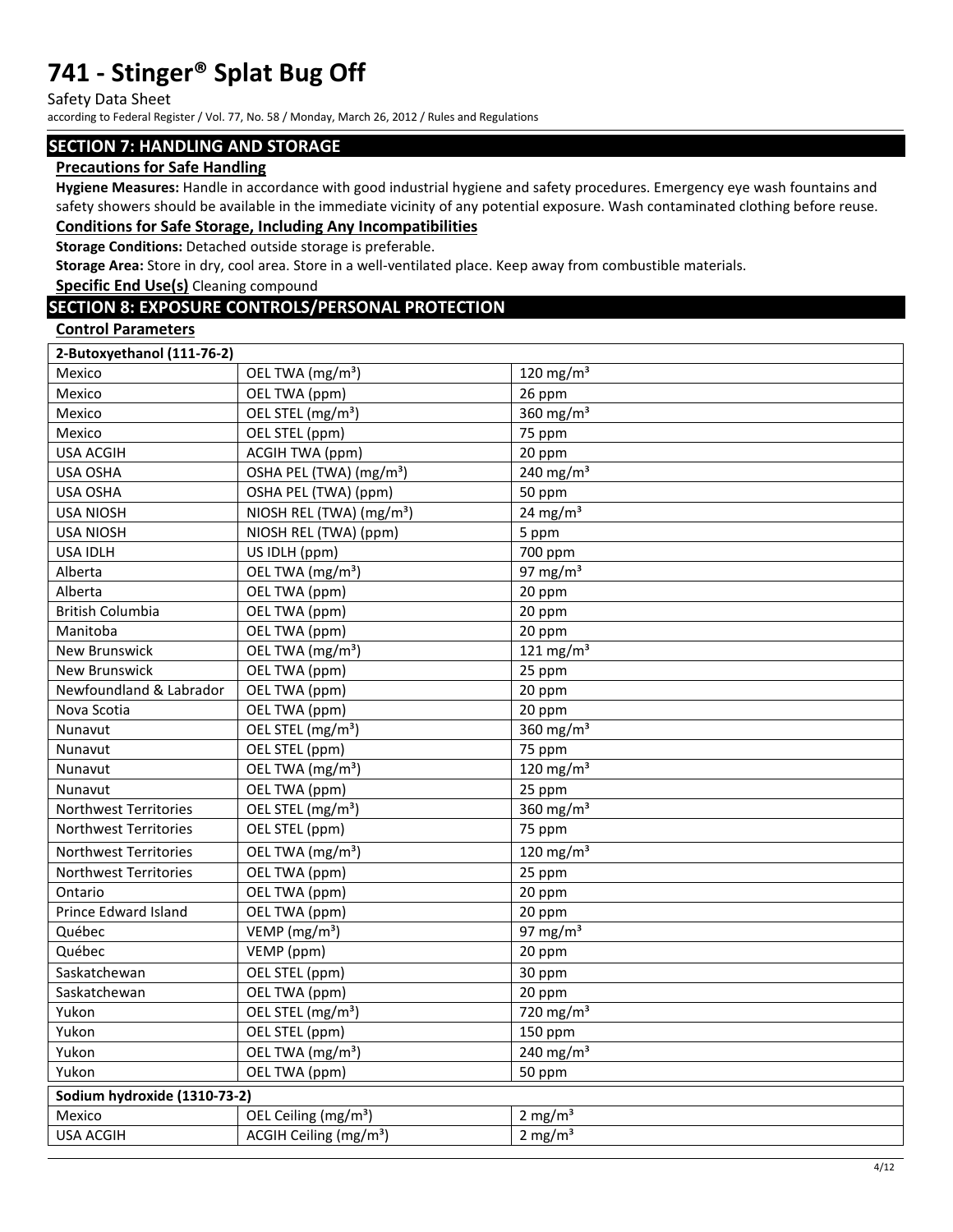## SECTION 7: HANDLING AND STORAGE

### Precautions for Safe Handling

**Hygiene Measures:** Handle in accordance with good industrial hygiene and safety procedures. Emergency eye wash fountains and safety showers should be available in the immediate vicinity of any potential exposure. Wash contaminated clothing before reuse.

### Conditions for Safe Storage, Including Any Incompatibilities

**Storage Conditions:** Detached outside storage is preferable.

**Storage Area:** Store in dry, cool area. Store in a well-ventilated place. Keep away from combustible materials.

**Specific End Use(s)** Cleaning compound

## SECTION 8: EXPOSURE CONTROLS/PERSONAL PROTECTION

### Control Parameters

| 2-Butoxyethanol (111-76-2) | | |
|---|---|---|
| Mexico | OEL TWA (mg/m³) | 120 mg/m³ |
| Mexico | OEL TWA (ppm) | 26 ppm |
| Mexico | OEL STEL (mg/m³) | 360 mg/m³ |
| Mexico | OEL STEL (ppm) | 75 ppm |
| USA ACGIH | ACGIH TWA (ppm) | 20 ppm |
| USA OSHA | OSHA PEL (TWA) (mg/m³) | 240 mg/m³ |
| USA OSHA | OSHA PEL (TWA) (ppm) | 50 ppm |
| USA NIOSH | NIOSH REL (TWA) (mg/m³) | 24 mg/m³ |
| USA NIOSH | NIOSH REL (TWA) (ppm) | 5 ppm |
| USA IDLH | US IDLH (ppm) | 700 ppm |
| Alberta | OEL TWA (mg/m³) | 97 mg/m³ |
| Alberta | OEL TWA (ppm) | 20 ppm |
| British Columbia | OEL TWA (ppm) | 20 ppm |
| Manitoba | OEL TWA (ppm) | 20 ppm |
| New Brunswick | OEL TWA (mg/m³) | 121 mg/m³ |
| New Brunswick | OEL TWA (ppm) | 25 ppm |
| Newfoundland & Labrador | OEL TWA (ppm) | 20 ppm |
| Nova Scotia | OEL TWA (ppm) | 20 ppm |
| Nunavut | OEL STEL (mg/m³) | 360 mg/m³ |
| Nunavut | OEL STEL (ppm) | 75 ppm |
| Nunavut | OEL TWA (mg/m³) | 120 mg/m³ |
| Nunavut | OEL TWA (ppm) | 25 ppm |
| Northwest Territories | OEL STEL (mg/m³) | 360 mg/m³ |
| Northwest Territories | OEL STEL (ppm) | 75 ppm |
| Northwest Territories | OEL TWA (mg/m³) | 120 mg/m³ |
| Northwest Territories | OEL TWA (ppm) | 25 ppm |
| Ontario | OEL TWA (ppm) | 20 ppm |
| Prince Edward Island | OEL TWA (ppm) | 20 ppm |
| Québec | VEMP (mg/m³) | 97 mg/m³ |
| Québec | VEMP (ppm) | 20 ppm |
| Saskatchewan | OEL STEL (ppm) | 30 ppm |
| Saskatchewan | OEL TWA (ppm) | 20 ppm |
| Yukon | OEL STEL (mg/m³) | 720 mg/m³ |
| Yukon | OEL STEL (ppm) | 150 ppm |
| Yukon | OEL TWA (mg/m³) | 240 mg/m³ |
| Yukon | OEL TWA (ppm) | 50 ppm |

| Sodium hydroxide (1310-73-2) | | |
|---|---|---|
| Mexico | OEL Ceiling (mg/m³) | 2 mg/m³ |
| USA ACGIH | ACGIH Ceiling (mg/m³) | 2 mg/m³ |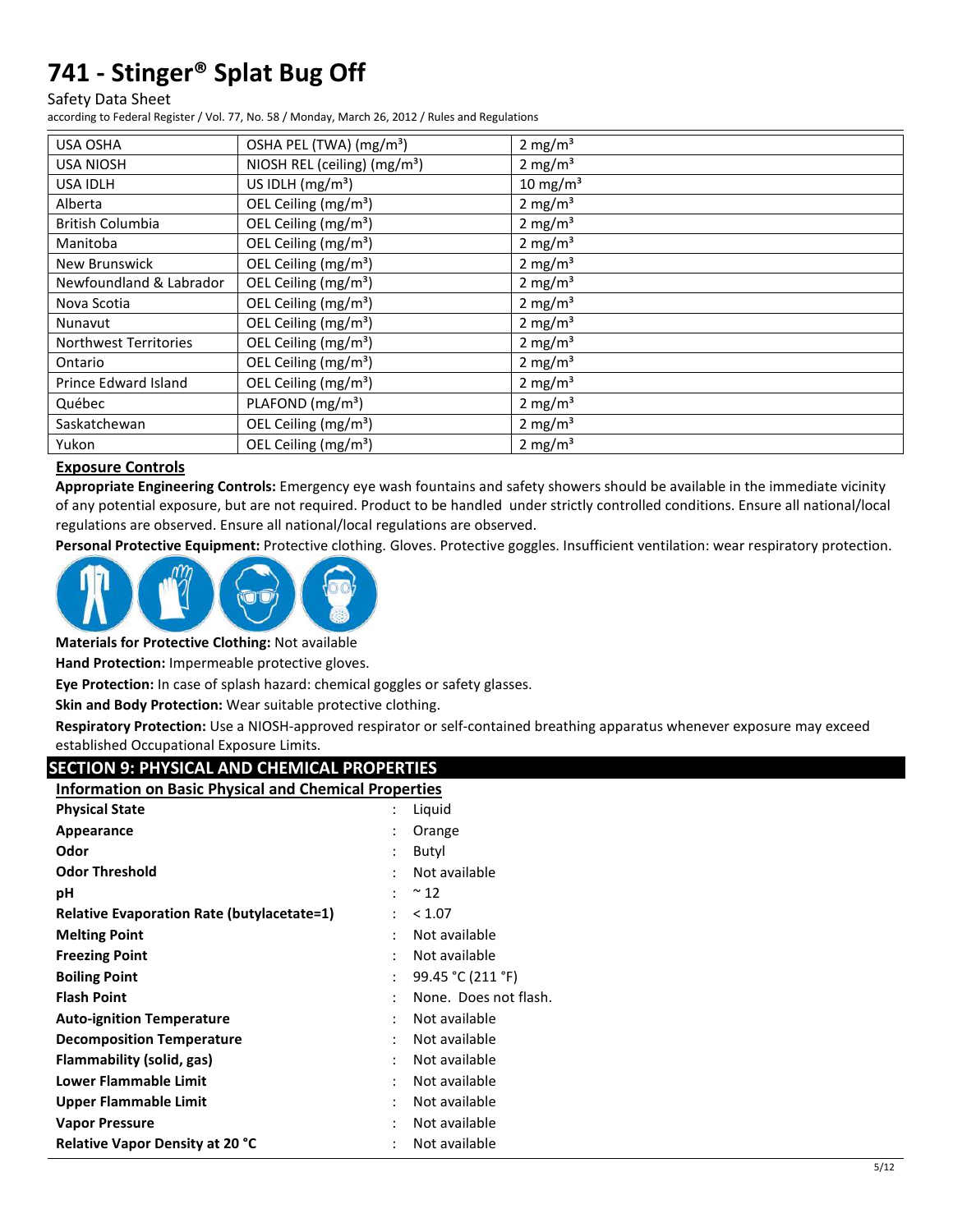| USA OSHA | OSHA PEL (TWA) (mg/m³) | 2 mg/m³ |
|---|---|---|
| USA NIOSH | NIOSH REL (ceiling) (mg/m³) | 2 mg/m³ |
| USA IDLH | US IDLH (mg/m³) | 10 mg/m³ |
| Alberta | OEL Ceiling (mg/m³) | 2 mg/m³ |
| British Columbia | OEL Ceiling (mg/m³) | 2 mg/m³ |
| Manitoba | OEL Ceiling (mg/m³) | 2 mg/m³ |
| New Brunswick | OEL Ceiling (mg/m³) | 2 mg/m³ |
| Newfoundland & Labrador | OEL Ceiling (mg/m³) | 2 mg/m³ |
| Nova Scotia | OEL Ceiling (mg/m³) | 2 mg/m³ |
| Nunavut | OEL Ceiling (mg/m³) | 2 mg/m³ |
| Northwest Territories | OEL Ceiling (mg/m³) | 2 mg/m³ |
| Ontario | OEL Ceiling (mg/m³) | 2 mg/m³ |
| Prince Edward Island | OEL Ceiling (mg/m³) | 2 mg/m³ |
| Québec | PLAFOND (mg/m³) | 2 mg/m³ |
| Saskatchewan | OEL Ceiling (mg/m³) | 2 mg/m³ |
| Yukon | OEL Ceiling (mg/m³) | 2 mg/m³ |

### Exposure Controls

**Appropriate Engineering Controls:** Emergency eye wash fountains and safety showers should be available in the immediate vicinity of any potential exposure, but are not required. Product to be handled under strictly controlled conditions. Ensure all national/local regulations are observed. Ensure all national/local regulations are observed.

**Personal Protective Equipment:** Protective clothing. Gloves. Protective goggles. Insufficient ventilation: wear respiratory protection.

**Materials for Protective Clothing:** Not available

**Hand Protection:** Impermeable protective gloves.

**Eye Protection:** In case of splash hazard: chemical goggles or safety glasses.

**Skin and Body Protection:** Wear suitable protective clothing.

**Respiratory Protection:** Use a NIOSH-approved respirator or self-contained breathing apparatus whenever exposure may exceed established Occupational Exposure Limits.

## SECTION 9: PHYSICAL AND CHEMICAL PROPERTIES

### Information on Basic Physical and Chemical Properties

| | | |
|---|---|---|
| **Physical State** | : | Liquid |
| **Appearance** | : | Orange |
| **Odor** | : | Butyl |
| **Odor Threshold** | : | Not available |
| **pH** | : | ~ 12 |
| **Relative Evaporation Rate (butylacetate=1)** | : | < 1.07 |
| **Melting Point** | : | Not available |
| **Freezing Point** | : | Not available |
| **Boiling Point** | : | 99.45 °C (211 °F) |
| **Flash Point** | : | None. Does not flash. |
| **Auto-ignition Temperature** | : | Not available |
| **Decomposition Temperature** | : | Not available |
| **Flammability (solid, gas)** | : | Not available |
| **Lower Flammable Limit** | : | Not available |
| **Upper Flammable Limit** | : | Not available |
| **Vapor Pressure** | : | Not available |
| **Relative Vapor Density at 20 °C** | : | Not available |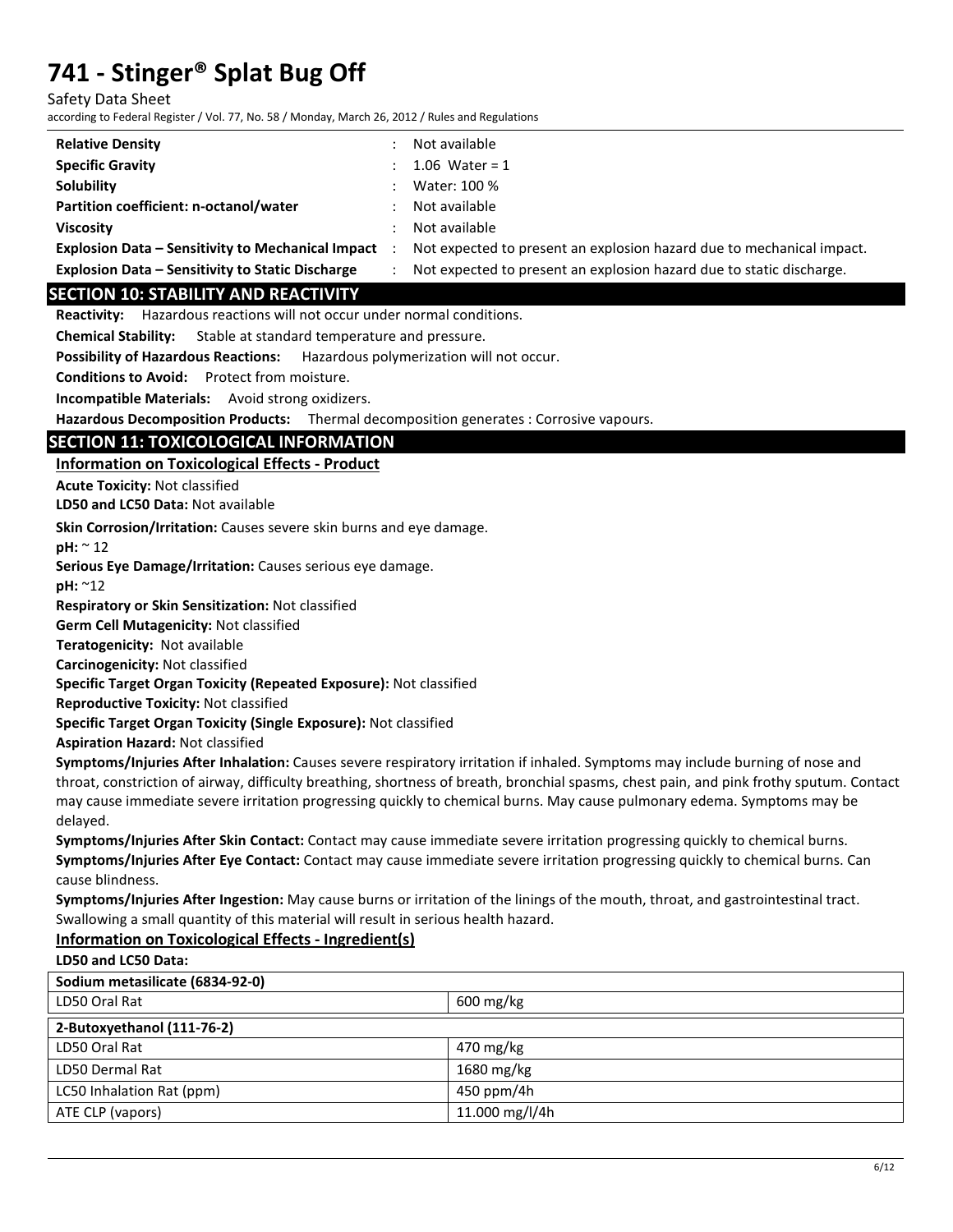| | | |
|---|---|---|
| **Relative Density** | : | Not available |
| **Specific Gravity** | : | 1.06 Water = 1 |
| **Solubility** | : | Water: 100 % |
| **Partition coefficient: n-octanol/water** | : | Not available |
| **Viscosity** | : | Not available |
| **Explosion Data – Sensitivity to Mechanical Impact** | : | Not expected to present an explosion hazard due to mechanical impact. |
| **Explosion Data – Sensitivity to Static Discharge** | : | Not expected to present an explosion hazard due to static discharge. |

## SECTION 10: STABILITY AND REACTIVITY

**Reactivity:** Hazardous reactions will not occur under normal conditions.

**Chemical Stability:** Stable at standard temperature and pressure.

**Possibility of Hazardous Reactions:** Hazardous polymerization will not occur.

**Conditions to Avoid:** Protect from moisture.

**Incompatible Materials:** Avoid strong oxidizers.

**Hazardous Decomposition Products:** Thermal decomposition generates : Corrosive vapours.

## SECTION 11: TOXICOLOGICAL INFORMATION

### Information on Toxicological Effects - Product

**Acute Toxicity:** Not classified

**LD50 and LC50 Data:** Not available

**Skin Corrosion/Irritation:** Causes severe skin burns and eye damage.

**pH:** ~ 12

**Serious Eye Damage/Irritation:** Causes serious eye damage.

**pH:** ~12

**Respiratory or Skin Sensitization:** Not classified

**Germ Cell Mutagenicity:** Not classified

**Teratogenicity:** Not available

**Carcinogenicity:** Not classified

**Specific Target Organ Toxicity (Repeated Exposure):** Not classified

**Reproductive Toxicity:** Not classified

**Specific Target Organ Toxicity (Single Exposure):** Not classified

**Aspiration Hazard:** Not classified

**Symptoms/Injuries After Inhalation:** Causes severe respiratory irritation if inhaled. Symptoms may include burning of nose and throat, constriction of airway, difficulty breathing, shortness of breath, bronchial spasms, chest pain, and pink frothy sputum. Contact may cause immediate severe irritation progressing quickly to chemical burns. May cause pulmonary edema. Symptoms may be delayed.

**Symptoms/Injuries After Skin Contact:** Contact may cause immediate severe irritation progressing quickly to chemical burns.

**Symptoms/Injuries After Eye Contact:** Contact may cause immediate severe irritation progressing quickly to chemical burns. Can cause blindness.

**Symptoms/Injuries After Ingestion:** May cause burns or irritation of the linings of the mouth, throat, and gastrointestinal tract. Swallowing a small quantity of this material will result in serious health hazard.

### Information on Toxicological Effects - Ingredient(s)

**LD50 and LC50 Data:**

| **Sodium metasilicate (6834-92-0)** | |
|---|---|
| LD50 Oral Rat | 600 mg/kg |

| **2-Butoxyethanol (111-76-2)** | |
|---|---|
| LD50 Oral Rat | 470 mg/kg |
| LD50 Dermal Rat | 1680 mg/kg |
| LC50 Inhalation Rat (ppm) | 450 ppm/4h |
| ATE CLP (vapors) | 11.000 mg/l/4h |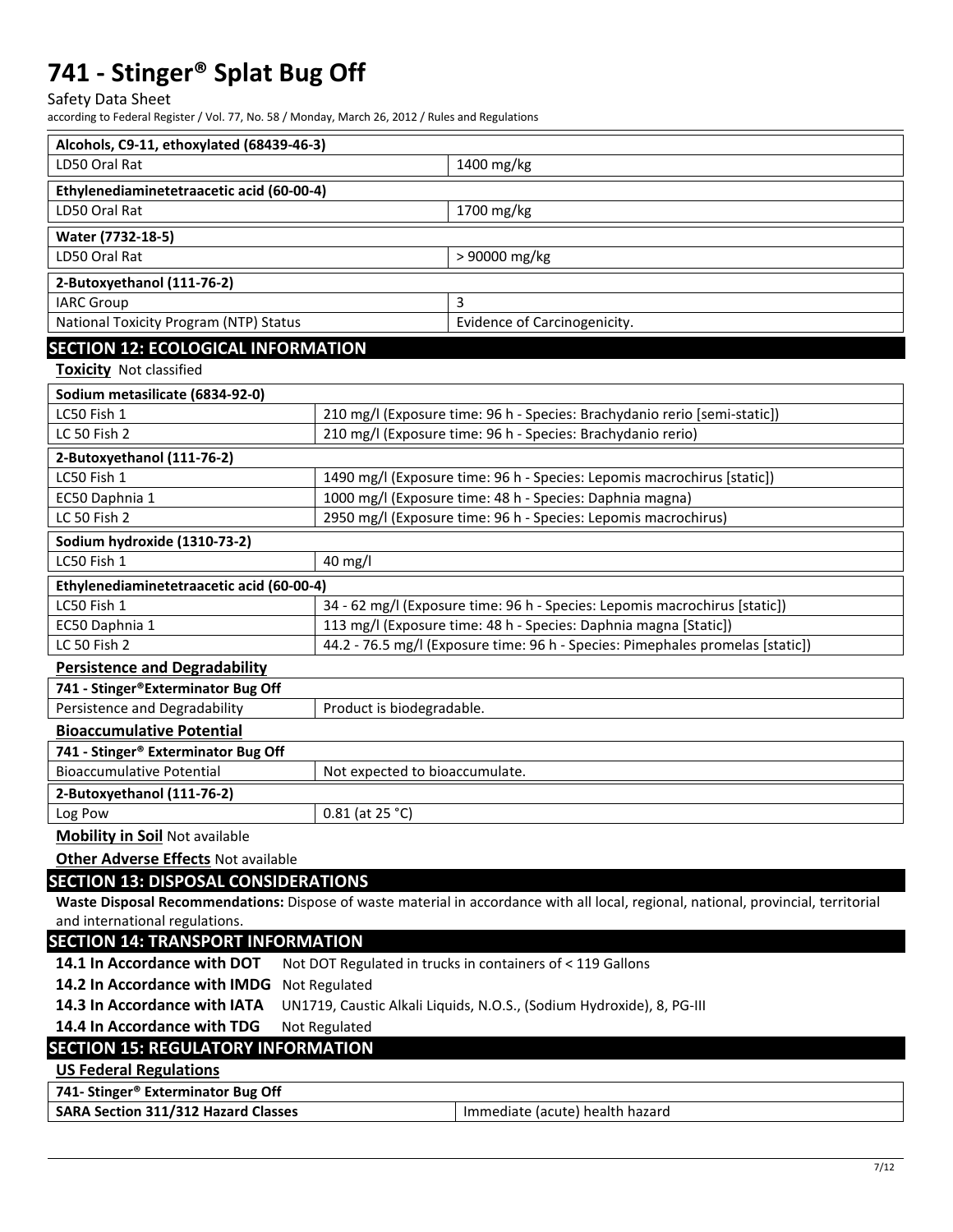| Alcohols, C9-11, ethoxylated (68439-46-3) | |
|---|---|
| LD50 Oral Rat | 1400 mg/kg |

| Ethylenediaminetetraacetic acid (60-00-4) | |
|---|---|
| LD50 Oral Rat | 1700 mg/kg |

| Water (7732-18-5) | |
|---|---|
| LD50 Oral Rat | > 90000 mg/kg |

| 2-Butoxyethanol (111-76-2) | |
|---|---|
| IARC Group | 3 |
| National Toxicity Program (NTP) Status | Evidence of Carcinogenicity. |

## SECTION 12: ECOLOGICAL INFORMATION

**Toxicity** Not classified

| Sodium metasilicate (6834-92-0) | |
|---|---|
| LC50 Fish 1 | 210 mg/l (Exposure time: 96 h - Species: Brachydanio rerio [semi-static]) |
| LC 50 Fish 2 | 210 mg/l (Exposure time: 96 h - Species: Brachydanio rerio) |

| 2-Butoxyethanol (111-76-2) | |
|---|---|
| LC50 Fish 1 | 1490 mg/l (Exposure time: 96 h - Species: Lepomis macrochirus [static]) |
| EC50 Daphnia 1 | 1000 mg/l (Exposure time: 48 h - Species: Daphnia magna) |
| LC 50 Fish 2 | 2950 mg/l (Exposure time: 96 h - Species: Lepomis macrochirus) |

| Sodium hydroxide (1310-73-2) | |
|---|---|
| LC50 Fish 1 | 40 mg/l |

| Ethylenediaminetetraacetic acid (60-00-4) | |
|---|---|
| LC50 Fish 1 | 34 - 62 mg/l (Exposure time: 96 h - Species: Lepomis macrochirus [static]) |
| EC50 Daphnia 1 | 113 mg/l (Exposure time: 48 h - Species: Daphnia magna [Static]) |
| LC 50 Fish 2 | 44.2 - 76.5 mg/l (Exposure time: 96 h - Species: Pimephales promelas [static]) |

**Persistence and Degradability**

| 741 - Stinger®Exterminator Bug Off | |
|---|---|
| Persistence and Degradability | Product is biodegradable. |

**Bioaccumulative Potential**

| 741 - Stinger® Exterminator Bug Off | |
|---|---|
| Bioaccumulative Potential | Not expected to bioaccumulate. |

| 2-Butoxyethanol (111-76-2) | |
|---|---|
| Log Pow | 0.81 (at 25 °C) |

**Mobility in Soil** Not available

**Other Adverse Effects** Not available

## SECTION 13: DISPOSAL CONSIDERATIONS

**Waste Disposal Recommendations:** Dispose of waste material in accordance with all local, regional, national, provincial, territorial and international regulations.

## SECTION 14: TRANSPORT INFORMATION

**14.1 In Accordance with DOT** Not DOT Regulated in trucks in containers of < 119 Gallons

**14.2 In Accordance with IMDG** Not Regulated

**14.3 In Accordance with IATA** UN1719, Caustic Alkali Liquids, N.O.S., (Sodium Hydroxide), 8, PG-III

**14.4 In Accordance with TDG** Not Regulated

## SECTION 15: REGULATORY INFORMATION

**US Federal Regulations**

| 741- Stinger® Exterminator Bug Off | |
|---|---|
| **SARA Section 311/312 Hazard Classes** | Immediate (acute) health hazard |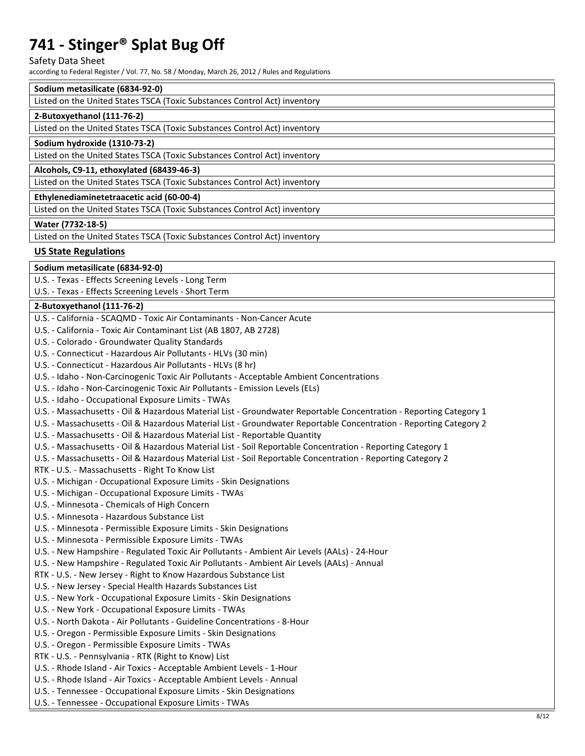**Sodium metasilicate (6834-92-0)**

Listed on the United States TSCA (Toxic Substances Control Act) inventory

**2-Butoxyethanol (111-76-2)**

Listed on the United States TSCA (Toxic Substances Control Act) inventory

**Sodium hydroxide (1310-73-2)**

Listed on the United States TSCA (Toxic Substances Control Act) inventory

**Alcohols, C9-11, ethoxylated (68439-46-3)**

Listed on the United States TSCA (Toxic Substances Control Act) inventory

**Ethylenediaminetetraacetic acid (60-00-4)**

Listed on the United States TSCA (Toxic Substances Control Act) inventory

**Water (7732-18-5)**

Listed on the United States TSCA (Toxic Substances Control Act) inventory

## US State Regulations

**Sodium metasilicate (6834-92-0)**

U.S. - Texas - Effects Screening Levels - Long Term
U.S. - Texas - Effects Screening Levels - Short Term

**2-Butoxyethanol (111-76-2)**

U.S. - California - SCAQMD - Toxic Air Contaminants - Non-Cancer Acute
U.S. - California - Toxic Air Contaminant List (AB 1807, AB 2728)
U.S. - Colorado - Groundwater Quality Standards
U.S. - Connecticut - Hazardous Air Pollutants - HLVs (30 min)
U.S. - Connecticut - Hazardous Air Pollutants - HLVs (8 hr)
U.S. - Idaho - Non-Carcinogenic Toxic Air Pollutants - Acceptable Ambient Concentrations
U.S. - Idaho - Non-Carcinogenic Toxic Air Pollutants - Emission Levels (ELs)
U.S. - Idaho - Occupational Exposure Limits - TWAs
U.S. - Massachusetts - Oil & Hazardous Material List - Groundwater Reportable Concentration - Reporting Category 1
U.S. - Massachusetts - Oil & Hazardous Material List - Groundwater Reportable Concentration - Reporting Category 2
U.S. - Massachusetts - Oil & Hazardous Material List - Reportable Quantity
U.S. - Massachusetts - Oil & Hazardous Material List - Soil Reportable Concentration - Reporting Category 1
U.S. - Massachusetts - Oil & Hazardous Material List - Soil Reportable Concentration - Reporting Category 2
RTK - U.S. - Massachusetts - Right To Know List
U.S. - Michigan - Occupational Exposure Limits - Skin Designations
U.S. - Michigan - Occupational Exposure Limits - TWAs
U.S. - Minnesota - Chemicals of High Concern
U.S. - Minnesota - Hazardous Substance List
U.S. - Minnesota - Permissible Exposure Limits - Skin Designations
U.S. - Minnesota - Permissible Exposure Limits - TWAs
U.S. - New Hampshire - Regulated Toxic Air Pollutants - Ambient Air Levels (AALs) - 24-Hour
U.S. - New Hampshire - Regulated Toxic Air Pollutants - Ambient Air Levels (AALs) - Annual
RTK - U.S. - New Jersey - Right to Know Hazardous Substance List
U.S. - New Jersey - Special Health Hazards Substances List
U.S. - New York - Occupational Exposure Limits - Skin Designations
U.S. - New York - Occupational Exposure Limits - TWAs
U.S. - North Dakota - Air Pollutants - Guideline Concentrations - 8-Hour
U.S. - Oregon - Permissible Exposure Limits - Skin Designations
U.S. - Oregon - Permissible Exposure Limits - TWAs
RTK - U.S. - Pennsylvania - RTK (Right to Know) List
U.S. - Rhode Island - Air Toxics - Acceptable Ambient Levels - 1-Hour
U.S. - Rhode Island - Air Toxics - Acceptable Ambient Levels - Annual
U.S. - Tennessee - Occupational Exposure Limits - Skin Designations
U.S. - Tennessee - Occupational Exposure Limits - TWAs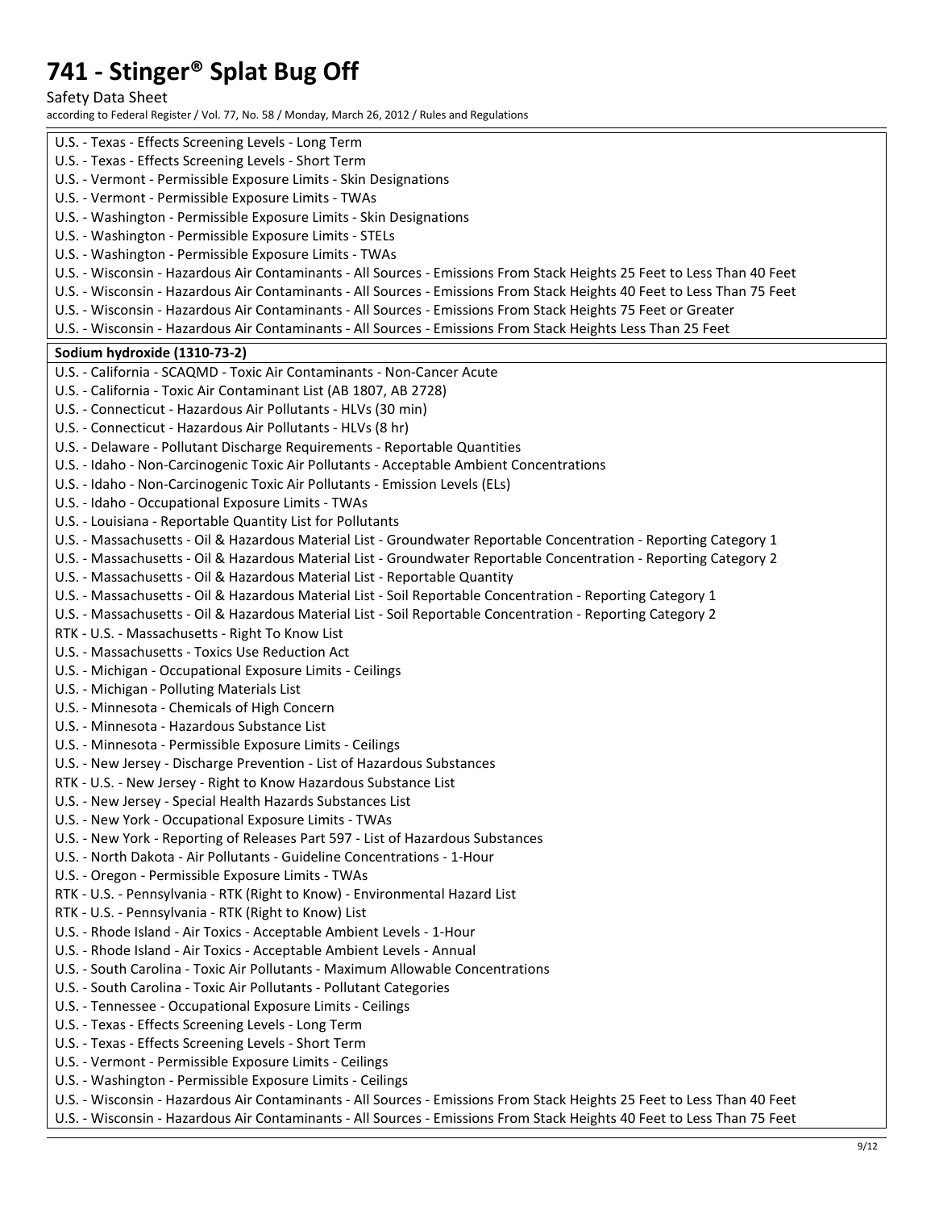U.S. - Texas - Effects Screening Levels - Long Term
U.S. - Texas - Effects Screening Levels - Short Term
U.S. - Vermont - Permissible Exposure Limits - Skin Designations
U.S. - Vermont - Permissible Exposure Limits - TWAs
U.S. - Washington - Permissible Exposure Limits - Skin Designations
U.S. - Washington - Permissible Exposure Limits - STELs
U.S. - Washington - Permissible Exposure Limits - TWAs
U.S. - Wisconsin - Hazardous Air Contaminants - All Sources - Emissions From Stack Heights 25 Feet to Less Than 40 Feet
U.S. - Wisconsin - Hazardous Air Contaminants - All Sources - Emissions From Stack Heights 40 Feet to Less Than 75 Feet
U.S. - Wisconsin - Hazardous Air Contaminants - All Sources - Emissions From Stack Heights 75 Feet or Greater
U.S. - Wisconsin - Hazardous Air Contaminants - All Sources - Emissions From Stack Heights Less Than 25 Feet

**Sodium hydroxide (1310-73-2)**

U.S. - California - SCAQMD - Toxic Air Contaminants - Non-Cancer Acute
U.S. - California - Toxic Air Contaminant List (AB 1807, AB 2728)
U.S. - Connecticut - Hazardous Air Pollutants - HLVs (30 min)
U.S. - Connecticut - Hazardous Air Pollutants - HLVs (8 hr)
U.S. - Delaware - Pollutant Discharge Requirements - Reportable Quantities
U.S. - Idaho - Non-Carcinogenic Toxic Air Pollutants - Acceptable Ambient Concentrations
U.S. - Idaho - Non-Carcinogenic Toxic Air Pollutants - Emission Levels (ELs)
U.S. - Idaho - Occupational Exposure Limits - TWAs
U.S. - Louisiana - Reportable Quantity List for Pollutants
U.S. - Massachusetts - Oil & Hazardous Material List - Groundwater Reportable Concentration - Reporting Category 1
U.S. - Massachusetts - Oil & Hazardous Material List - Groundwater Reportable Concentration - Reporting Category 2
U.S. - Massachusetts - Oil & Hazardous Material List - Reportable Quantity
U.S. - Massachusetts - Oil & Hazardous Material List - Soil Reportable Concentration - Reporting Category 1
U.S. - Massachusetts - Oil & Hazardous Material List - Soil Reportable Concentration - Reporting Category 2
RTK - U.S. - Massachusetts - Right To Know List
U.S. - Massachusetts - Toxics Use Reduction Act
U.S. - Michigan - Occupational Exposure Limits - Ceilings
U.S. - Michigan - Polluting Materials List
U.S. - Minnesota - Chemicals of High Concern
U.S. - Minnesota - Hazardous Substance List
U.S. - Minnesota - Permissible Exposure Limits - Ceilings
U.S. - New Jersey - Discharge Prevention - List of Hazardous Substances
RTK - U.S. - New Jersey - Right to Know Hazardous Substance List
U.S. - New Jersey - Special Health Hazards Substances List
U.S. - New York - Occupational Exposure Limits - TWAs
U.S. - New York - Reporting of Releases Part 597 - List of Hazardous Substances
U.S. - North Dakota - Air Pollutants - Guideline Concentrations - 1-Hour
U.S. - Oregon - Permissible Exposure Limits - TWAs
RTK - U.S. - Pennsylvania - RTK (Right to Know) - Environmental Hazard List
RTK - U.S. - Pennsylvania - RTK (Right to Know) List
U.S. - Rhode Island - Air Toxics - Acceptable Ambient Levels - 1-Hour
U.S. - Rhode Island - Air Toxics - Acceptable Ambient Levels - Annual
U.S. - South Carolina - Toxic Air Pollutants - Maximum Allowable Concentrations
U.S. - South Carolina - Toxic Air Pollutants - Pollutant Categories
U.S. - Tennessee - Occupational Exposure Limits - Ceilings
U.S. - Texas - Effects Screening Levels - Long Term
U.S. - Texas - Effects Screening Levels - Short Term
U.S. - Vermont - Permissible Exposure Limits - Ceilings
U.S. - Washington - Permissible Exposure Limits - Ceilings
U.S. - Wisconsin - Hazardous Air Contaminants - All Sources - Emissions From Stack Heights 25 Feet to Less Than 40 Feet
U.S. - Wisconsin - Hazardous Air Contaminants - All Sources - Emissions From Stack Heights 40 Feet to Less Than 75 Feet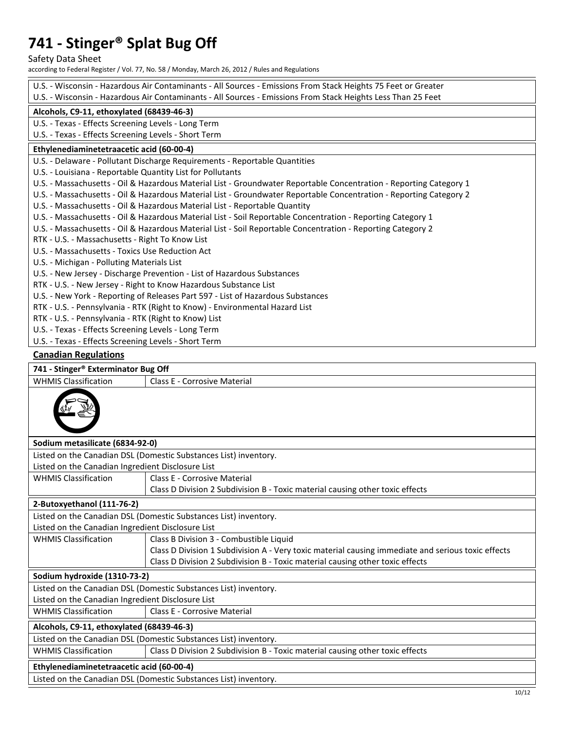| |
|---|
| U.S. - Wisconsin - Hazardous Air Contaminants - All Sources - Emissions From Stack Heights 75 Feet or Greater |
| U.S. - Wisconsin - Hazardous Air Contaminants - All Sources - Emissions From Stack Heights Less Than 25 Feet |

| **Alcohols, C9-11, ethoxylated (68439-46-3)** |
|---|
| U.S. - Texas - Effects Screening Levels - Long Term |
| U.S. - Texas - Effects Screening Levels - Short Term |

| **Ethylenediaminetetraacetic acid (60-00-4)** |
|---|
| U.S. - Delaware - Pollutant Discharge Requirements - Reportable Quantities |
| U.S. - Louisiana - Reportable Quantity List for Pollutants |
| U.S. - Massachusetts - Oil & Hazardous Material List - Groundwater Reportable Concentration - Reporting Category 1 |
| U.S. - Massachusetts - Oil & Hazardous Material List - Groundwater Reportable Concentration - Reporting Category 2 |
| U.S. - Massachusetts - Oil & Hazardous Material List - Reportable Quantity |
| U.S. - Massachusetts - Oil & Hazardous Material List - Soil Reportable Concentration - Reporting Category 1 |
| U.S. - Massachusetts - Oil & Hazardous Material List - Soil Reportable Concentration - Reporting Category 2 |
| RTK - U.S. - Massachusetts - Right To Know List |
| U.S. - Massachusetts - Toxics Use Reduction Act |
| U.S. - Michigan - Polluting Materials List |
| U.S. - New Jersey - Discharge Prevention - List of Hazardous Substances |
| RTK - U.S. - New Jersey - Right to Know Hazardous Substance List |
| U.S. - New York - Reporting of Releases Part 597 - List of Hazardous Substances |
| RTK - U.S. - Pennsylvania - RTK (Right to Know) - Environmental Hazard List |
| RTK - U.S. - Pennsylvania - RTK (Right to Know) List |
| U.S. - Texas - Effects Screening Levels - Long Term |
| U.S. - Texas - Effects Screening Levels - Short Term |

## Canadian Regulations

| **741 - Stinger® Exterminator Bug Off** | |
|---|---|
| WHMIS Classification | Class E - Corrosive Material |

| **Sodium metasilicate (6834-92-0)** | |
|---|---|
| Listed on the Canadian DSL (Domestic Substances List) inventory. | |
| Listed on the Canadian Ingredient Disclosure List | |
| WHMIS Classification | Class E - Corrosive Material |
| | Class D Division 2 Subdivision B - Toxic material causing other toxic effects |

| **2-Butoxyethanol (111-76-2)** | |
|---|---|
| Listed on the Canadian DSL (Domestic Substances List) inventory. | |
| Listed on the Canadian Ingredient Disclosure List | |
| WHMIS Classification | Class B Division 3 - Combustible Liquid |
| | Class D Division 1 Subdivision A - Very toxic material causing immediate and serious toxic effects |
| | Class D Division 2 Subdivision B - Toxic material causing other toxic effects |

| **Sodium hydroxide (1310-73-2)** | |
|---|---|
| Listed on the Canadian DSL (Domestic Substances List) inventory. | |
| Listed on the Canadian Ingredient Disclosure List | |
| WHMIS Classification | Class E - Corrosive Material |

| **Alcohols, C9-11, ethoxylated (68439-46-3)** | |
|---|---|
| Listed on the Canadian DSL (Domestic Substances List) inventory. | |
| WHMIS Classification | Class D Division 2 Subdivision B - Toxic material causing other toxic effects |

| **Ethylenediaminetetraacetic acid (60-00-4)** |
|---|
| Listed on the Canadian DSL (Domestic Substances List) inventory. |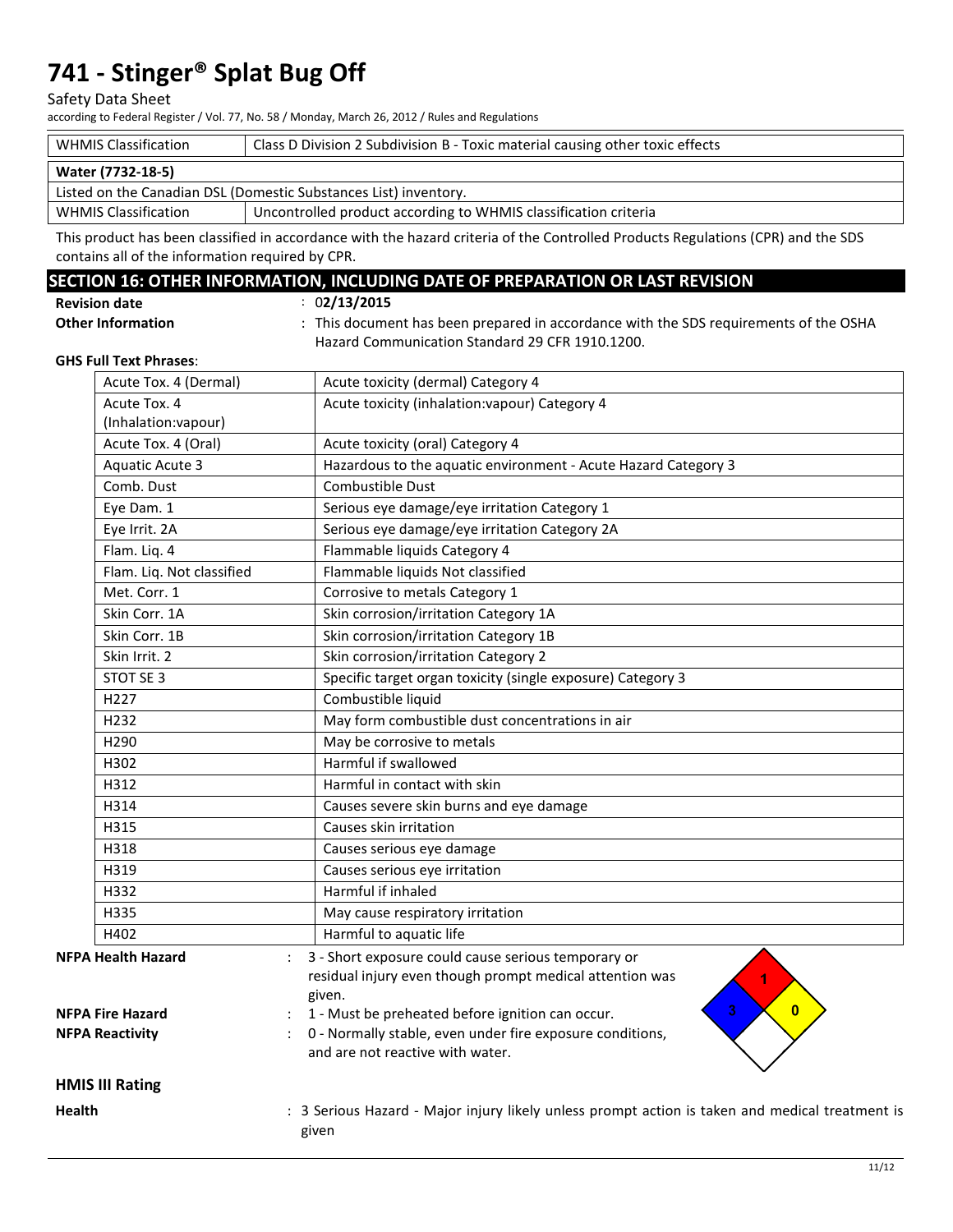# 741 - Stinger® Splat Bug Off

Safety Data Sheet

according to Federal Register / Vol. 77, No. 58 / Monday, March 26, 2012 / Rules and Regulations

| WHMIS Classification | Class D Division 2 Subdivision B - Toxic material causing other toxic effects |
|---|---|

| **Water (7732-18-5)** | |
|---|---|
| Listed on the Canadian DSL (Domestic Substances List) inventory. | |
| WHMIS Classification | Uncontrolled product according to WHMIS classification criteria |

This product has been classified in accordance with the hazard criteria of the Controlled Products Regulations (CPR) and the SDS contains all of the information required by CPR.

## SECTION 16: OTHER INFORMATION, INCLUDING DATE OF PREPARATION OR LAST REVISION

**Revision date** : 02/13/2015

**Other Information** : This document has been prepared in accordance with the SDS requirements of the OSHA Hazard Communication Standard 29 CFR 1910.1200.

**GHS Full Text Phrases**:

| | |
|---|---|
| Acute Tox. 4 (Dermal) | Acute toxicity (dermal) Category 4 |
| Acute Tox. 4 (Inhalation:vapour) | Acute toxicity (inhalation:vapour) Category 4 |
| Acute Tox. 4 (Oral) | Acute toxicity (oral) Category 4 |
| Aquatic Acute 3 | Hazardous to the aquatic environment - Acute Hazard Category 3 |
| Comb. Dust | Combustible Dust |
| Eye Dam. 1 | Serious eye damage/eye irritation Category 1 |
| Eye Irrit. 2A | Serious eye damage/eye irritation Category 2A |
| Flam. Liq. 4 | Flammable liquids Category 4 |
| Flam. Liq. Not classified | Flammable liquids Not classified |
| Met. Corr. 1 | Corrosive to metals Category 1 |
| Skin Corr. 1A | Skin corrosion/irritation Category 1A |
| Skin Corr. 1B | Skin corrosion/irritation Category 1B |
| Skin Irrit. 2 | Skin corrosion/irritation Category 2 |
| STOT SE 3 | Specific target organ toxicity (single exposure) Category 3 |
| H227 | Combustible liquid |
| H232 | May form combustible dust concentrations in air |
| H290 | May be corrosive to metals |
| H302 | Harmful if swallowed |
| H312 | Harmful in contact with skin |
| H314 | Causes severe skin burns and eye damage |
| H315 | Causes skin irritation |
| H318 | Causes serious eye damage |
| H319 | Causes serious eye irritation |
| H332 | Harmful if inhaled |
| H335 | May cause respiratory irritation |
| H402 | Harmful to aquatic life |

**NFPA Health Hazard** : 3 - Short exposure could cause serious temporary or residual injury even though prompt medical attention was given.

**NFPA Fire Hazard** : 1 - Must be preheated before ignition can occur.

**NFPA Reactivity** : 0 - Normally stable, even under fire exposure conditions, and are not reactive with water.

### HMIS III Rating

**Health** : 3 Serious Hazard - Major injury likely unless prompt action is taken and medical treatment is given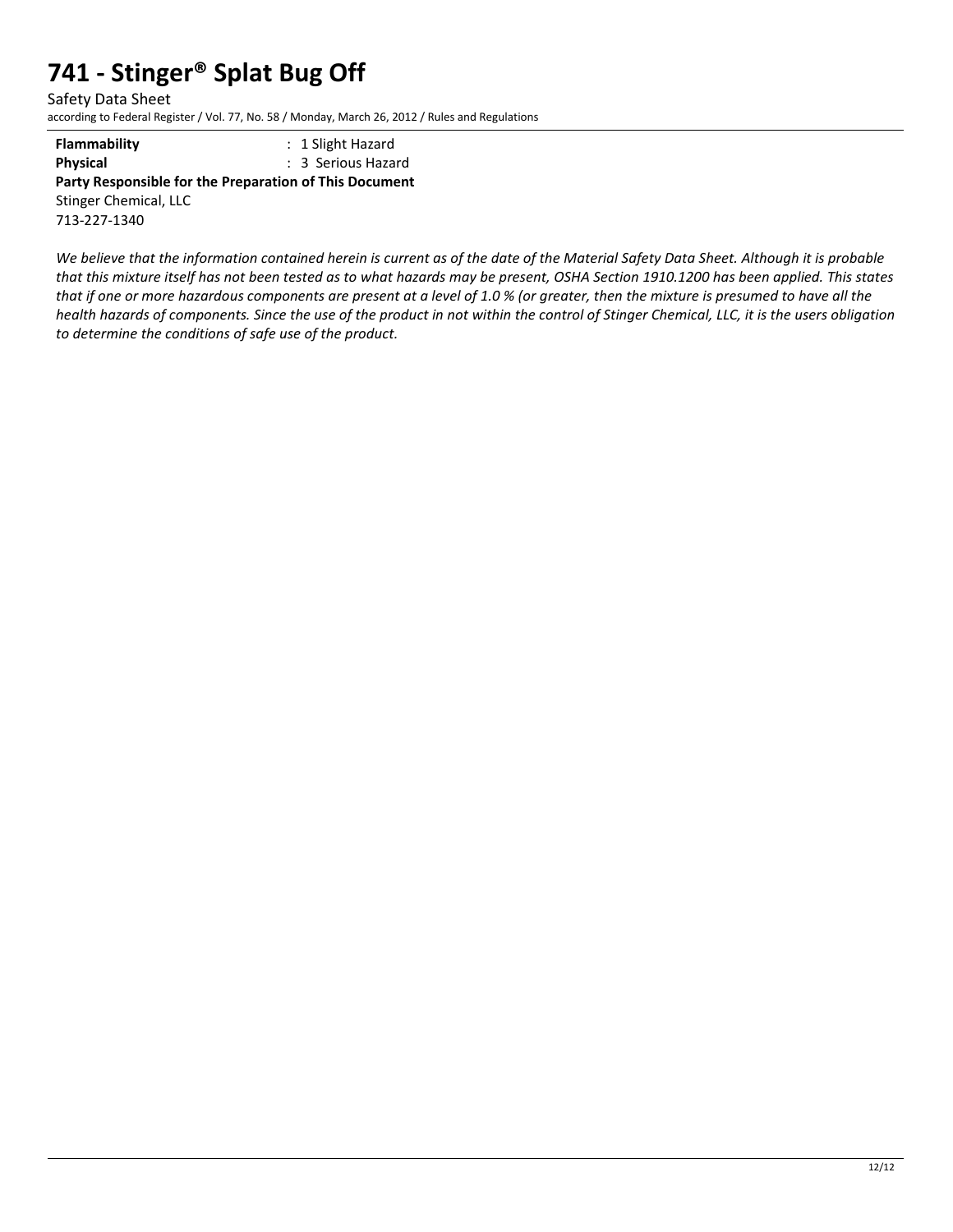**Flammability** : 1 Slight Hazard
**Physical** : 3 Serious Hazard

**Party Responsible for the Preparation of This Document**

Stinger Chemical, LLC
713-227-1340

*We believe that the information contained herein is current as of the date of the Material Safety Data Sheet. Although it is probable that this mixture itself has not been tested as to what hazards may be present, OSHA Section 1910.1200 has been applied. This states that if one or more hazardous components are present at a level of 1.0 % (or greater, then the mixture is presumed to have all the health hazards of components. Since the use of the product in not within the control of Stinger Chemical, LLC, it is the users obligation to determine the conditions of safe use of the product.*